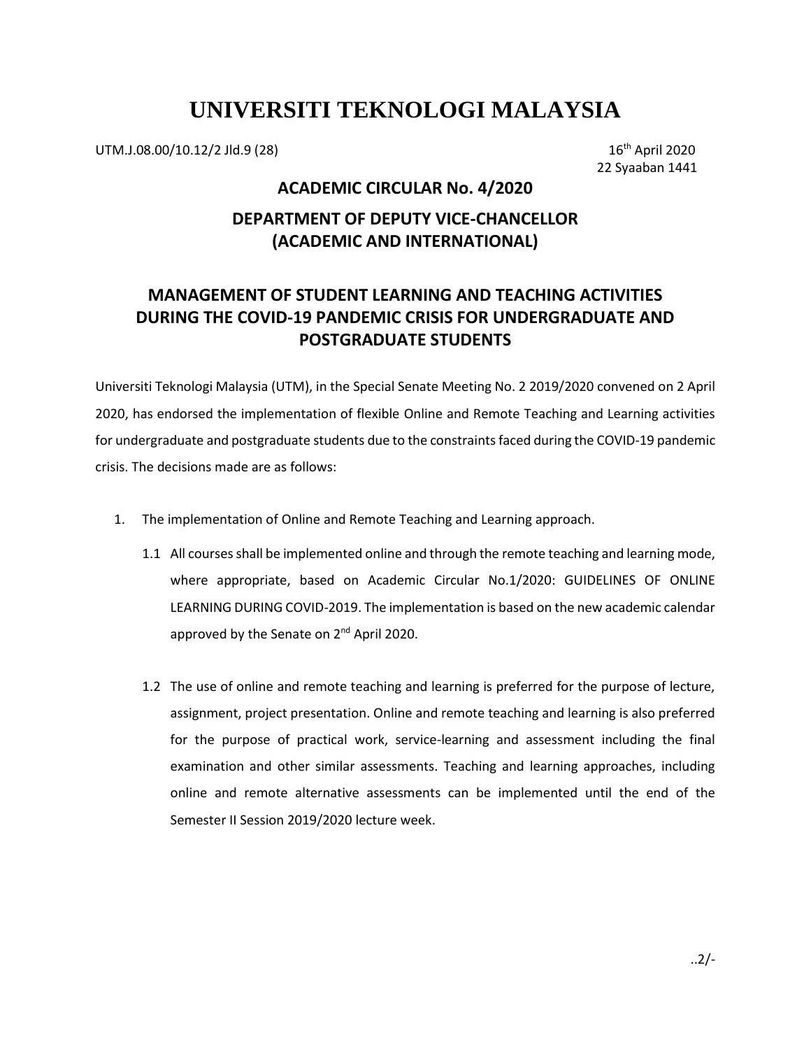# UNIVERSITI TEKNOLOGI MALAYSIA

UTM.J.08.00/10.12/2 Jld.9 (28)

16th April 2020
22 Syaaban 1441

## ACADEMIC CIRCULAR No. 4/2020

## DEPARTMENT OF DEPUTY VICE-CHANCELLOR (ACADEMIC AND INTERNATIONAL)

## MANAGEMENT OF STUDENT LEARNING AND TEACHING ACTIVITIES DURING THE COVID-19 PANDEMIC CRISIS FOR UNDERGRADUATE AND POSTGRADUATE STUDENTS

Universiti Teknologi Malaysia (UTM), in the Special Senate Meeting No. 2 2019/2020 convened on 2 April 2020, has endorsed the implementation of flexible Online and Remote Teaching and Learning activities for undergraduate and postgraduate students due to the constraints faced during the COVID-19 pandemic crisis. The decisions made are as follows:

1. The implementation of Online and Remote Teaching and Learning approach.

   1.1 All courses shall be implemented online and through the remote teaching and learning mode, where appropriate, based on Academic Circular No.1/2020: GUIDELINES OF ONLINE LEARNING DURING COVID-2019. The implementation is based on the new academic calendar approved by the Senate on 2nd April 2020.

   1.2 The use of online and remote teaching and learning is preferred for the purpose of lecture, assignment, project presentation. Online and remote teaching and learning is also preferred for the purpose of practical work, service-learning and assessment including the final examination and other similar assessments. Teaching and learning approaches, including online and remote alternative assessments can be implemented until the end of the Semester II Session 2019/2020 lecture week.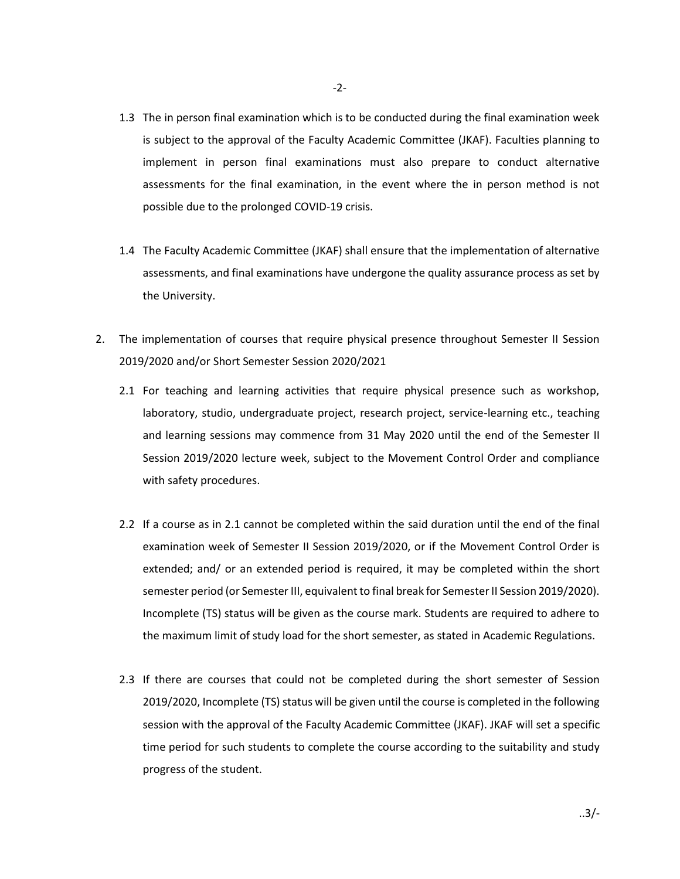1.3 The in person final examination which is to be conducted during the final examination week is subject to the approval of the Faculty Academic Committee (JKAF). Faculties planning to implement in person final examinations must also prepare to conduct alternative assessments for the final examination, in the event where the in person method is not possible due to the prolonged COVID-19 crisis.

1.4 The Faculty Academic Committee (JKAF) shall ensure that the implementation of alternative assessments, and final examinations have undergone the quality assurance process as set by the University.

2. The implementation of courses that require physical presence throughout Semester II Session 2019/2020 and/or Short Semester Session 2020/2021

   2.1 For teaching and learning activities that require physical presence such as workshop, laboratory, studio, undergraduate project, research project, service-learning etc., teaching and learning sessions may commence from 31 May 2020 until the end of the Semester II Session 2019/2020 lecture week, subject to the Movement Control Order and compliance with safety procedures.

   2.2 If a course as in 2.1 cannot be completed within the said duration until the end of the final examination week of Semester II Session 2019/2020, or if the Movement Control Order is extended; and/ or an extended period is required, it may be completed within the short semester period (or Semester III, equivalent to final break for Semester II Session 2019/2020). Incomplete (TS) status will be given as the course mark. Students are required to adhere to the maximum limit of study load for the short semester, as stated in Academic Regulations.

   2.3 If there are courses that could not be completed during the short semester of Session 2019/2020, Incomplete (TS) status will be given until the course is completed in the following session with the approval of the Faculty Academic Committee (JKAF). JKAF will set a specific time period for such students to complete the course according to the suitability and study progress of the student.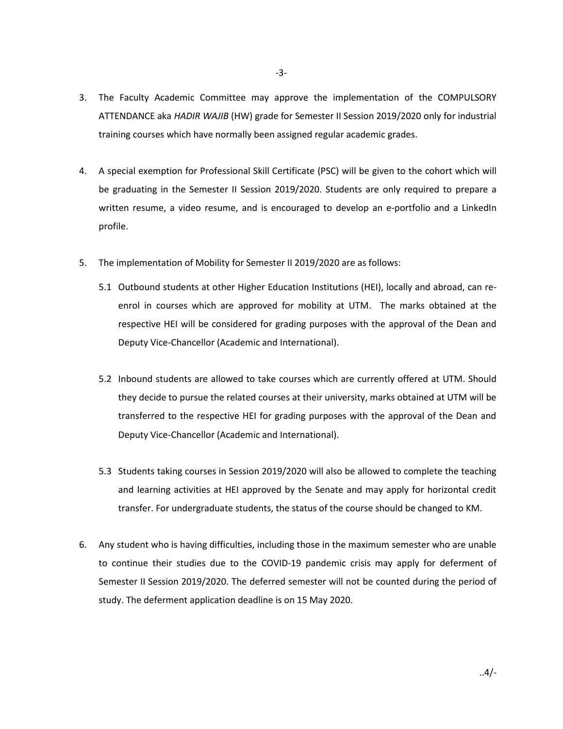3. The Faculty Academic Committee may approve the implementation of the COMPULSORY ATTENDANCE aka *HADIR WAJIB* (HW) grade for Semester II Session 2019/2020 only for industrial training courses which have normally been assigned regular academic grades.

4. A special exemption for Professional Skill Certificate (PSC) will be given to the cohort which will be graduating in the Semester II Session 2019/2020. Students are only required to prepare a written resume, a video resume, and is encouraged to develop an e-portfolio and a LinkedIn profile.

5. The implementation of Mobility for Semester II 2019/2020 are as follows:

   5.1 Outbound students at other Higher Education Institutions (HEI), locally and abroad, can re-enrol in courses which are approved for mobility at UTM. The marks obtained at the respective HEI will be considered for grading purposes with the approval of the Dean and Deputy Vice-Chancellor (Academic and International).

   5.2 Inbound students are allowed to take courses which are currently offered at UTM. Should they decide to pursue the related courses at their university, marks obtained at UTM will be transferred to the respective HEI for grading purposes with the approval of the Dean and Deputy Vice-Chancellor (Academic and International).

   5.3 Students taking courses in Session 2019/2020 will also be allowed to complete the teaching and learning activities at HEI approved by the Senate and may apply for horizontal credit transfer. For undergraduate students, the status of the course should be changed to KM.

6. Any student who is having difficulties, including those in the maximum semester who are unable to continue their studies due to the COVID-19 pandemic crisis may apply for deferment of Semester II Session 2019/2020. The deferred semester will not be counted during the period of study. The deferment application deadline is on 15 May 2020.

..4/-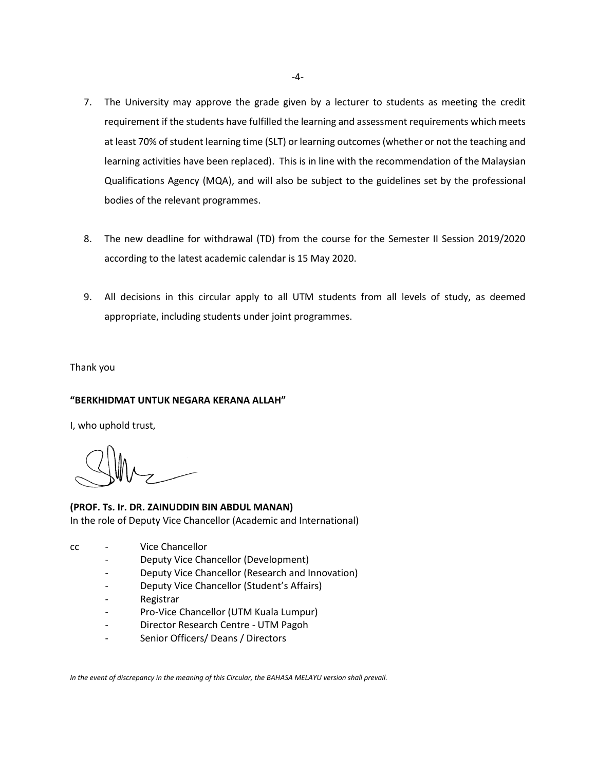7. The University may approve the grade given by a lecturer to students as meeting the credit requirement if the students have fulfilled the learning and assessment requirements which meets at least 70% of student learning time (SLT) or learning outcomes (whether or not the teaching and learning activities have been replaced). This is in line with the recommendation of the Malaysian Qualifications Agency (MQA), and will also be subject to the guidelines set by the professional bodies of the relevant programmes.

8. The new deadline for withdrawal (TD) from the course for the Semester II Session 2019/2020 according to the latest academic calendar is 15 May 2020.

9. All decisions in this circular apply to all UTM students from all levels of study, as deemed appropriate, including students under joint programmes.

Thank you

**"BERKHIDMAT UNTUK NEGARA KERANA ALLAH"**

I, who uphold trust,

**(PROF. Ts. Ir. DR. ZAINUDDIN BIN ABDUL MANAN)**
In the role of Deputy Vice Chancellor (Academic and International)

cc
- Vice Chancellor
- Deputy Vice Chancellor (Development)
- Deputy Vice Chancellor (Research and Innovation)
- Deputy Vice Chancellor (Student's Affairs)
- Registrar
- Pro-Vice Chancellor (UTM Kuala Lumpur)
- Director Research Centre - UTM Pagoh
- Senior Officers/ Deans / Directors

*In the event of discrepancy in the meaning of this Circular, the BAHASA MELAYU version shall prevail.*